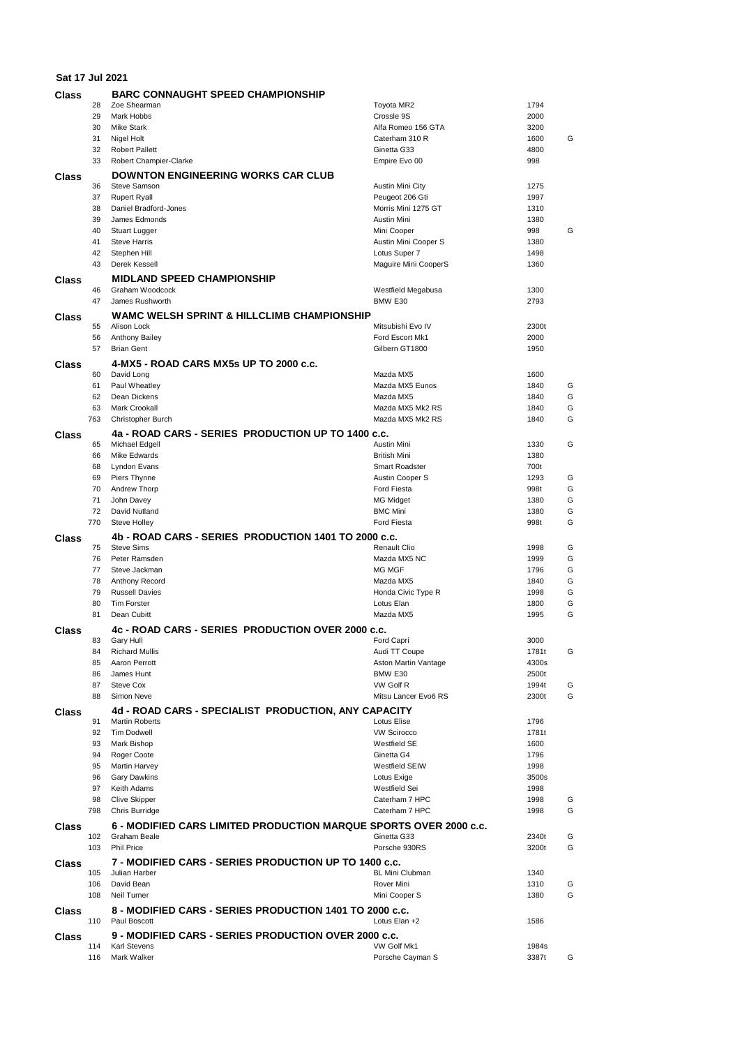**Sat 17 Jul 2021**

## Class BARC CONNAUGHT SPEED CHAMPIONSHIP

| | | | | |
|---|---|---|---|---|
| 28 | Zoe Shearman | Toyota MR2 | 1794 | |
| 29 | Mark Hobbs | Crossle 9S | 2000 | |
| 30 | Mike Stark | Alfa Romeo 156 GTA | 3200 | |
| 31 | Nigel Holt | Caterham 310 R | 1600 | G |
| 32 | Robert Pallett | Ginetta G33 | 4800 | |
| 33 | Robert Champier-Clarke | Empire Evo 00 | 998 | |

## Class DOWNTON ENGINEERING WORKS CAR CLUB

| | | | | |
|---|---|---|---|---|
| 36 | Steve Samson | Austin Mini City | 1275 | |
| 37 | Rupert Ryall | Peugeot 206 Gti | 1997 | |
| 38 | Daniel Bradford-Jones | Morris Mini 1275 GT | 1310 | |
| 39 | James Edmonds | Austin Mini | 1380 | |
| 40 | Stuart Lugger | Mini Cooper | 998 | G |
| 41 | Steve Harris | Austin Mini Cooper S | 1380 | |
| 42 | Stephen Hill | Lotus Super 7 | 1498 | |
| 43 | Derek Kessell | Maguire Mini CooperS | 1360 | |

## Class MIDLAND SPEED CHAMPIONSHIP

| | | | | |
|---|---|---|---|---|
| 46 | Graham Woodcock | Westfield Megabusa | 1300 | |
| 47 | James Rushworth | BMW E30 | 2793 | |

## Class WAMC WELSH SPRINT & HILLCLIMB CHAMPIONSHIP

| | | | | |
|---|---|---|---|---|
| 55 | Alison Lock | Mitsubishi Evo IV | 2300t | |
| 56 | Anthony Bailey | Ford Escort Mk1 | 2000 | |
| 57 | Brian Gent | Gilbern GT1800 | 1950 | |

## Class 4-MX5 - ROAD CARS MX5s UP TO 2000 c.c.

| | | | | |
|---|---|---|---|---|
| 60 | David Long | Mazda MX5 | 1600 | |
| 61 | Paul Wheatley | Mazda MX5 Eunos | 1840 | G |
| 62 | Dean Dickens | Mazda MX5 | 1840 | G |
| 63 | Mark Crookall | Mazda MX5 Mk2 RS | 1840 | G |
| 763 | Christopher Burch | Mazda MX5 Mk2 RS | 1840 | G |

## Class 4a - ROAD CARS - SERIES PRODUCTION UP TO 1400 c.c.

| | | | | |
|---|---|---|---|---|
| 65 | Michael Edgell | Austin Mini | 1330 | G |
| 66 | Mike Edwards | British Mini | 1380 | |
| 68 | Lyndon Evans | Smart Roadster | 700t | |
| 69 | Piers Thynne | Austin Cooper S | 1293 | G |
| 70 | Andrew Thorp | Ford Fiesta | 998t | G |
| 71 | John Davey | MG Midget | 1380 | G |
| 72 | David Nutland | BMC Mini | 1380 | G |
| 770 | Steve Holley | Ford Fiesta | 998t | G |

## Class 4b - ROAD CARS - SERIES PRODUCTION 1401 TO 2000 c.c.

| | | | | |
|---|---|---|---|---|
| 75 | Steve Sims | Renault Clio | 1998 | G |
| 76 | Peter Ramsden | Mazda MX5 NC | 1999 | G |
| 77 | Steve Jackman | MG MGF | 1796 | G |
| 78 | Anthony Record | Mazda MX5 | 1840 | G |
| 79 | Russell Davies | Honda Civic Type R | 1998 | G |
| 80 | Tim Forster | Lotus Elan | 1800 | G |
| 81 | Dean Cubitt | Mazda MX5 | 1995 | G |

## Class 4c - ROAD CARS - SERIES PRODUCTION OVER 2000 c.c.

| | | | | |
|---|---|---|---|---|
| 83 | Gary Hull | Ford Capri | 3000 | |
| 84 | Richard Mullis | Audi TT Coupe | 1781t | G |
| 85 | Aaron Perrott | Aston Martin Vantage | 4300s | |
| 86 | James Hunt | BMW E30 | 2500t | |
| 87 | Steve Cox | VW Golf R | 1994t | G |
| 88 | Simon Neve | Mitsu Lancer Evo6 RS | 2300t | G |

## Class 4d - ROAD CARS - SPECIALIST PRODUCTION, ANY CAPACITY

| | | | | |
|---|---|---|---|---|
| 91 | Martin Roberts | Lotus Elise | 1796 | |
| 92 | Tim Dodwell | VW Scirocco | 1781t | |
| 93 | Mark Bishop | Westfield SE | 1600 | |
| 94 | Roger Coote | Ginetta G4 | 1796 | |
| 95 | Martin Harvey | Westfield SEIW | 1998 | |
| 96 | Gary Dawkins | Lotus Exige | 3500s | |
| 97 | Keith Adams | Westfield Sei | 1998 | |
| 98 | Clive Skipper | Caterham 7 HPC | 1998 | G |
| 798 | Chris Burridge | Caterham 7 HPC | 1998 | G |

## Class 6 - MODIFIED CARS LIMITED PRODUCTION MARQUE SPORTS OVER 2000 c.c.

| | | | | |
|---|---|---|---|---|
| 102 | Graham Beale | Ginetta G33 | 2340t | G |
| 103 | Phil Price | Porsche 930RS | 3200t | G |

## Class 7 - MODIFIED CARS - SERIES PRODUCTION UP TO 1400 c.c.

| | | | | |
|---|---|---|---|---|
| 105 | Julian Harber | BL Mini Clubman | 1340 | |
| 106 | David Bean | Rover Mini | 1310 | G |
| 108 | Neil Turner | Mini Cooper S | 1380 | G |

## Class 8 - MODIFIED CARS - SERIES PRODUCTION 1401 TO 2000 c.c.

| | | | | |
|---|---|---|---|---|
| 110 | Paul Boscott | Lotus Elan +2 | 1586 | |

## Class 9 - MODIFIED CARS - SERIES PRODUCTION OVER 2000 c.c.

| | | | | |
|---|---|---|---|---|
| 114 | Karl Stevens | VW Golf Mk1 | 1984s | |
| 116 | Mark Walker | Porsche Cayman S | 3387t | G |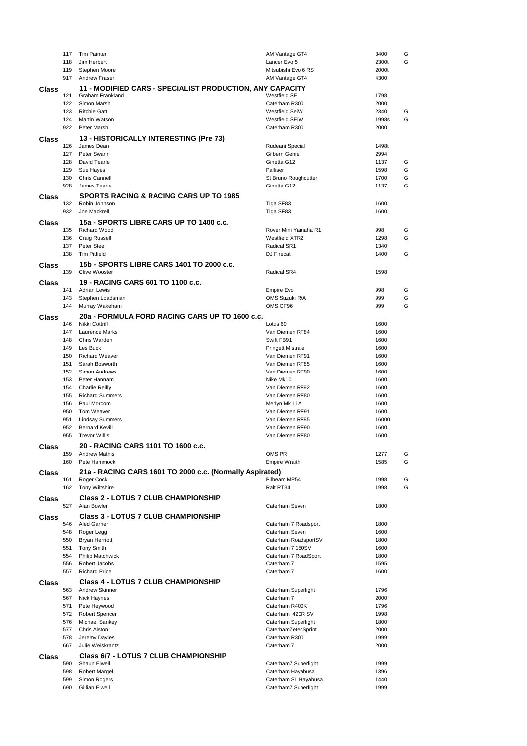| | | | | |
|---|---|---|---|---|
| 117 | Tim Painter | AM Vantage GT4 | 3400 | G |
| 118 | Jim Herbert | Lancer Evo 5 | 2300t | G |
| 119 | Stephen Moore | Mitsubishi Evo 6 RS | 2000t | |
| 917 | Andrew Fraser | AM Vantage GT4 | 4300 | |

## Class 11 - MODIFIED CARS - SPECIALIST PRODUCTION, ANY CAPACITY

| | | | | |
|---|---|---|---|---|
| 121 | Graham Frankland | Westfield SE | 1798 | |
| 122 | Simon Marsh | Caterham R300 | 2000 | |
| 123 | Ritchie Gatt | Westfield SeiW | 2340 | G |
| 124 | Martin Watson | Westfield SEiW | 1998s | G |
| 922 | Peter Marsh | Caterham R300 | 2000 | |

## Class 13 - HISTORICALLY INTERESTING (Pre 73)

| | | | | |
|---|---|---|---|---|
| 126 | James Dean | Rudeani Special | 1498t | |
| 127 | Peter Swann | Gilbern Genie | 2994 | |
| 128 | David Tearle | Ginetta G12 | 1137 | G |
| 129 | Sue Hayes | Palliser | 1598 | G |
| 130 | Chris Cannell | St Bruno Roughcutter | 1700 | G |
| 928 | James Tearle | Ginetta G12 | 1137 | G |

## Class SPORTS RACING & RACING CARS UP TO 1985

| | | | | |
|---|---|---|---|---|
| 132 | Robin Johnson | Tiga SF83 | 1600 | |
| 932 | Joe Mackrell | Tiga SF83 | 1600 | |

## Class 15a - SPORTS LIBRE CARS UP TO 1400 c.c.

| | | | | |
|---|---|---|---|---|
| 135 | Richard Wood | Rover Mini Yamaha R1 | 998 | G |
| 136 | Craig Russell | Westfield XTR2 | 1298 | G |
| 137 | Peter Steel | Radical SR1 | 1340 | |
| 138 | Tim Pitfield | DJ Firecat | 1400 | G |

## Class 15b - SPORTS LIBRE CARS 1401 TO 2000 c.c.

| | | | | |
|---|---|---|---|---|
| 139 | Clive Wooster | Radical SR4 | 1598 | |

## Class 19 - RACING CARS 601 TO 1100 c.c.

| | | | | |
|---|---|---|---|---|
| 141 | Adrian Lewis | Empire Evo | 998 | G |
| 143 | Stephen Loadsman | OMS Suzuki R/A | 999 | G |
| 144 | Murray Wakeham | OMS CF96 | 999 | G |

## Class 20a - FORMULA FORD RACING CARS UP TO 1600 c.c.

| | | | | |
|---|---|---|---|---|
| 146 | Nikki Cottrill | Lotus 60 | 1600 | |
| 147 | Laurence Marks | Van Diemen RF84 | 1600 | |
| 148 | Chris Warden | Swift FB91 | 1600 | |
| 149 | Les Buck | Pringett Mistrale | 1600 | |
| 150 | Richard Weaver | Van Diemen RF91 | 1600 | |
| 151 | Sarah Bosworth | Van Diemen RF85 | 1600 | |
| 152 | Simon Andrews | Van Diemen RF90 | 1600 | |
| 153 | Peter Hannam | Nike Mk10 | 1600 | |
| 154 | Charlie Reilly | Van Diemen RF92 | 1600 | |
| 155 | Richard Summers | Van Diemen RF80 | 1600 | |
| 156 | Paul Morcom | Merlyn Mk 11A | 1600 | |
| 950 | Tom Weaver | Van Diemen RF91 | 1600 | |
| 951 | Lindsay Summers | Van Diemen RF85 | 16000 | |
| 952 | Bernard Kevill | Van Diemen RF90 | 1600 | |
| 955 | Trevor Willis | Van Diemen RF80 | 1600 | |

## Class 20 - RACING CARS 1101 TO 1600 c.c.

| | | | | |
|---|---|---|---|---|
| 159 | Andrew Mathis | OMS PR | 1277 | G |
| 160 | Pete Hammock | Empire Wraith | 1585 | G |

## Class 21a - RACING CARS 1601 TO 2000 c.c. (Normally Aspirated)

| | | | | |
|---|---|---|---|---|
| 161 | Roger Cock | Pilbeam MP54 | 1998 | G |
| 162 | Tony Wiltshire | Ralt RT34 | 1998 | G |

## Class Class 2 - LOTUS 7 CLUB CHAMPIONSHIP

| | | | | |
|---|---|---|---|---|
| 527 | Alan Bowler | Caterham Seven | 1800 | |

## Class Class 3 - LOTUS 7 CLUB CHAMPIONSHIP

| | | | | |
|---|---|---|---|---|
| 546 | Aled Garner | Caterham 7 Roadsport | 1800 | |
| 548 | Roger Legg | Caterham Seven | 1600 | |
| 550 | Bryan Herriott | Caterham RoadsportSV | 1800 | |
| 551 | Tony Smith | Caterham 7 150SV | 1600 | |
| 554 | Philip Matchwick | Caterham 7 RoadSport | 1800 | |
| 556 | Robert Jacobs | Caterham 7 | 1595 | |
| 557 | Richard Price | Caterham 7 | 1600 | |

## Class Class 4 - LOTUS 7 CLUB CHAMPIONSHIP

| | | | | |
|---|---|---|---|---|
| 563 | Andrew Skinner | Caterham Superlight | 1796 | |
| 567 | Nick Haynes | Caterham 7 | 2000 | |
| 571 | Pete Heywood | Caterham R400K | 1796 | |
| 572 | Robert Spencer | Caterham 420R SV | 1998 | |
| 576 | Michael Sankey | Caterham Superlight | 1800 | |
| 577 | Chris Alston | CaterhamZetecSprint | 2000 | |
| 578 | Jeremy Davies | Caterham R300 | 1999 | |
| 667 | Julie Weiskrantz | Caterham 7 | 2000 | |

## Class Class 6/7 - LOTUS 7 CLUB CHAMPIONSHIP

| | | | | |
|---|---|---|---|---|
| 590 | Shaun Elwell | Caterham7 Superlight | 1999 | |
| 598 | Robert Margel | Caterham Hayabusa | 1396 | |
| 599 | Simon Rogers | Caterham SL Hayabusa | 1440 | |
| 690 | Gillian Elwell | Caterham7 Superlight | 1999 | |